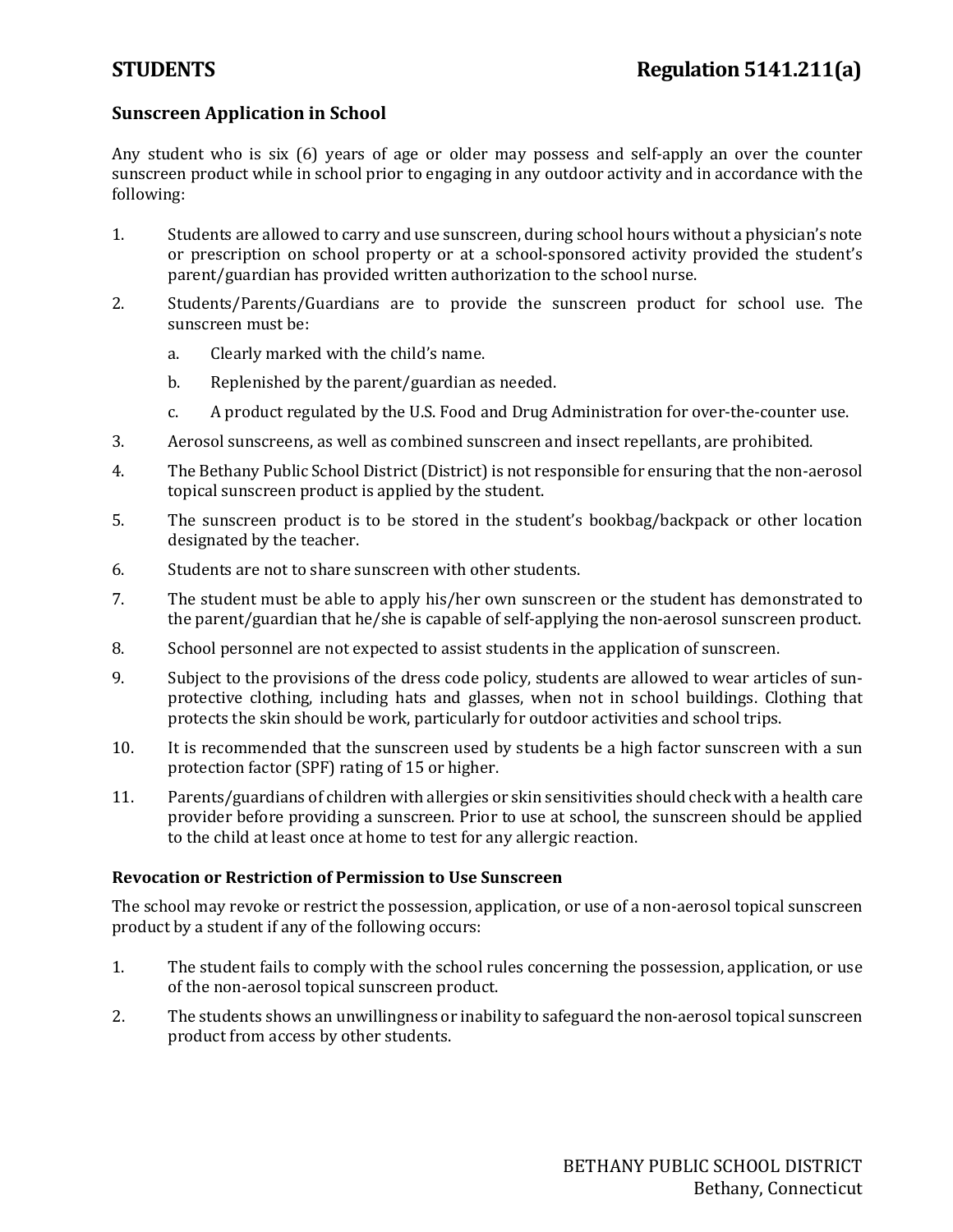**STUDENTS** **Regulation 5141.211(a)**

**Sunscreen Application in School**

Any student who is six (6) years of age or older may possess and self-apply an over the counter sunscreen product while in school prior to engaging in any outdoor activity and in accordance with the following:

1. Students are allowed to carry and use sunscreen, during school hours without a physician's note or prescription on school property or at a school-sponsored activity provided the student's parent/guardian has provided written authorization to the school nurse.
2. Students/Parents/Guardians are to provide the sunscreen product for school use. The sunscreen must be:
   a. Clearly marked with the child's name.
   b. Replenished by the parent/guardian as needed.
   c. A product regulated by the U.S. Food and Drug Administration for over-the-counter use.
3. Aerosol sunscreens, as well as combined sunscreen and insect repellants, are prohibited.
4. The Bethany Public School District (District) is not responsible for ensuring that the non-aerosol topical sunscreen product is applied by the student.
5. The sunscreen product is to be stored in the student's bookbag/backpack or other location designated by the teacher.
6. Students are not to share sunscreen with other students.
7. The student must be able to apply his/her own sunscreen or the student has demonstrated to the parent/guardian that he/she is capable of self-applying the non-aerosol sunscreen product.
8. School personnel are not expected to assist students in the application of sunscreen.
9. Subject to the provisions of the dress code policy, students are allowed to wear articles of sun-protective clothing, including hats and glasses, when not in school buildings. Clothing that protects the skin should be work, particularly for outdoor activities and school trips.
10. It is recommended that the sunscreen used by students be a high factor sunscreen with a sun protection factor (SPF) rating of 15 or higher.
11. Parents/guardians of children with allergies or skin sensitivities should check with a health care provider before providing a sunscreen. Prior to use at school, the sunscreen should be applied to the child at least once at home to test for any allergic reaction.

**Revocation or Restriction of Permission to Use Sunscreen**

The school may revoke or restrict the possession, application, or use of a non-aerosol topical sunscreen product by a student if any of the following occurs:

1. The student fails to comply with the school rules concerning the possession, application, or use of the non-aerosol topical sunscreen product.
2. The students shows an unwillingness or inability to safeguard the non-aerosol topical sunscreen product from access by other students.

BETHANY PUBLIC SCHOOL DISTRICT
Bethany, Connecticut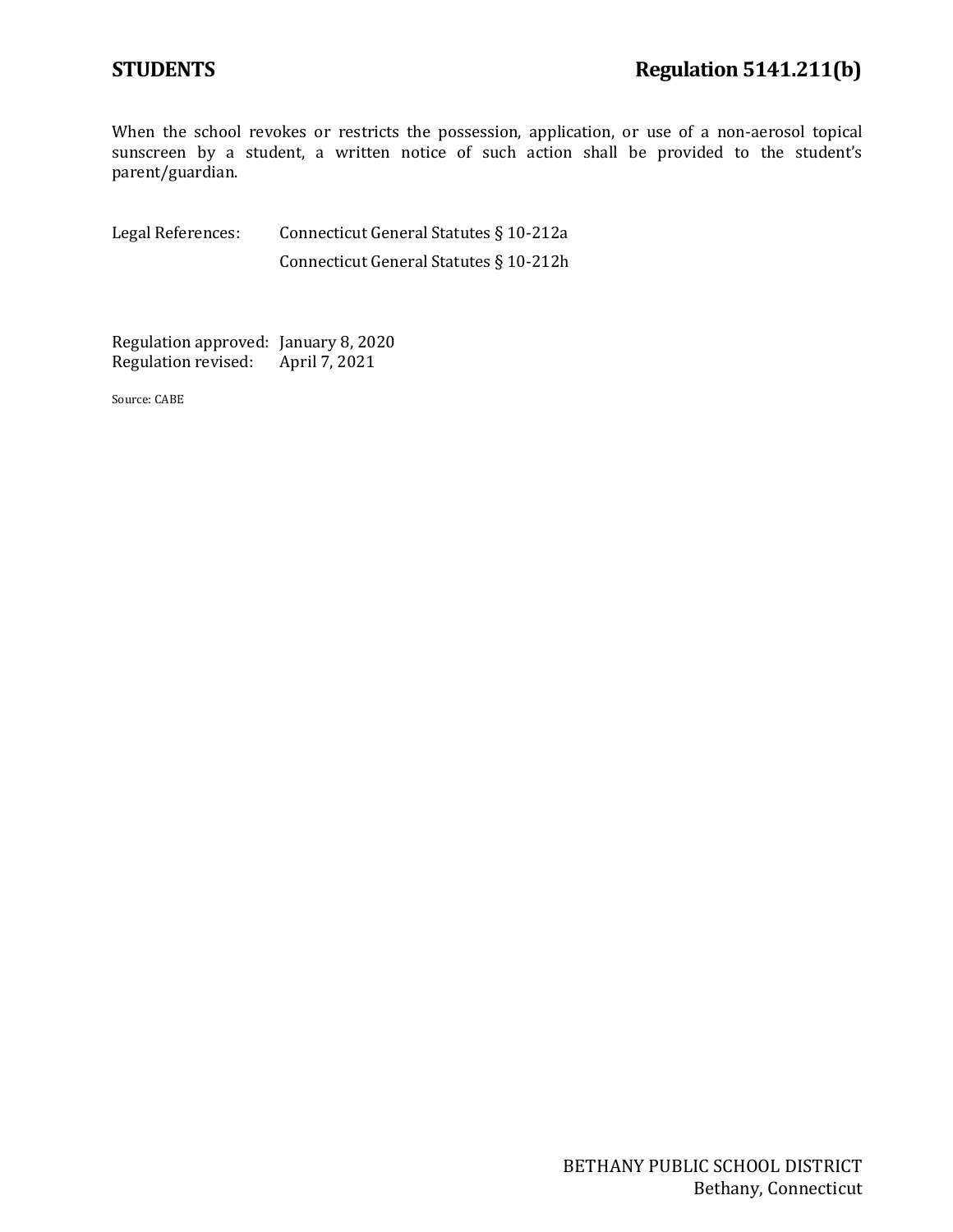When the school revokes or restricts the possession, application, or use of a non-aerosol topical sunscreen by a student, a written notice of such action shall be provided to the student's parent/guardian.

Legal References: Connecticut General Statutes § 10-212a

Connecticut General Statutes § 10-212h

Regulation approved: January 8, 2020
Regulation revised: April 7, 2021

Source: CABE

BETHANY PUBLIC SCHOOL DISTRICT
Bethany, Connecticut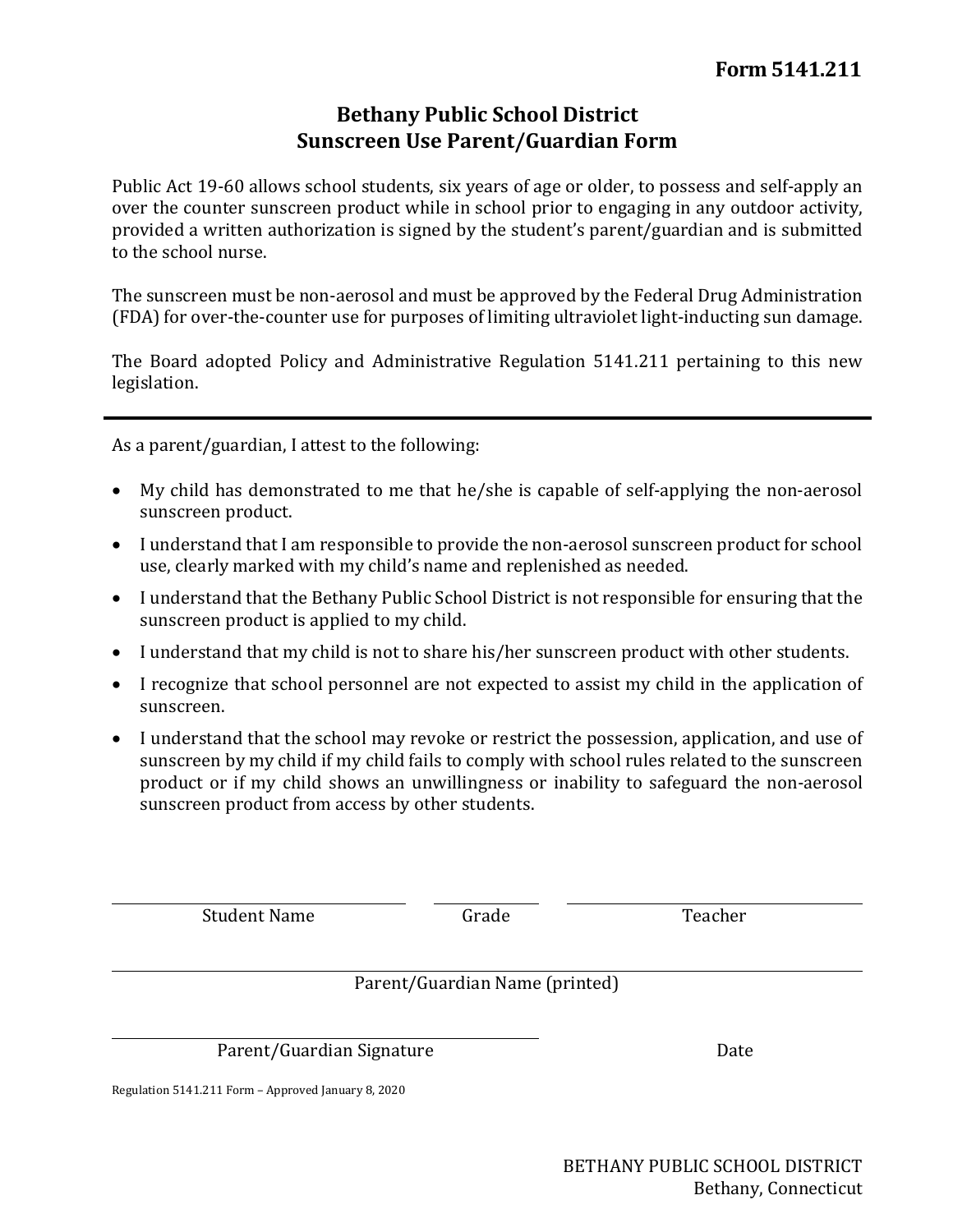**Form 5141.211**

# Bethany Public School District
## Sunscreen Use Parent/Guardian Form

Public Act 19-60 allows school students, six years of age or older, to possess and self-apply an over the counter sunscreen product while in school prior to engaging in any outdoor activity, provided a written authorization is signed by the student's parent/guardian and is submitted to the school nurse.

The sunscreen must be non-aerosol and must be approved by the Federal Drug Administration (FDA) for over-the-counter use for purposes of limiting ultraviolet light-inducting sun damage.

The Board adopted Policy and Administrative Regulation 5141.211 pertaining to this new legislation.

---

As a parent/guardian, I attest to the following:

- My child has demonstrated to me that he/she is capable of self-applying the non-aerosol sunscreen product.
- I understand that I am responsible to provide the non-aerosol sunscreen product for school use, clearly marked with my child's name and replenished as needed.
- I understand that the Bethany Public School District is not responsible for ensuring that the sunscreen product is applied to my child.
- I understand that my child is not to share his/her sunscreen product with other students.
- I recognize that school personnel are not expected to assist my child in the application of sunscreen.
- I understand that the school may revoke or restrict the possession, application, and use of sunscreen by my child if my child fails to comply with school rules related to the sunscreen product or if my child shows an unwillingness or inability to safeguard the non-aerosol sunscreen product from access by other students.

_______________________________ Student Name &nbsp;&nbsp;&nbsp; __________ Grade &nbsp;&nbsp;&nbsp; _______________________________ Teacher

_______________________________________________________________
Parent/Guardian Name (printed)

_______________________________ Parent/Guardian Signature &nbsp;&nbsp;&nbsp; Date

Regulation 5141.211 Form – Approved January 8, 2020

BETHANY PUBLIC SCHOOL DISTRICT
Bethany, Connecticut